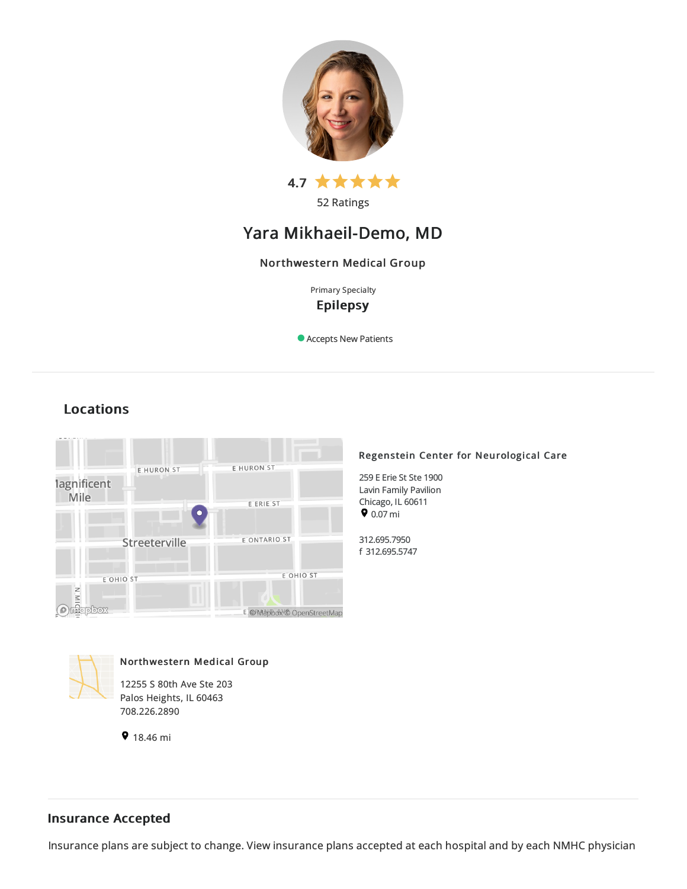4.7

52 Ratings

# Yara Mikhaeil-Demo, MD

### Northwestern Medical Group

Primary Specialty

**Epilepsy**

Accepts New Patients

## Locations

### Regenstein Center for Neurological Care

259 E Erie St Ste 1900
Lavin Family Pavilion
Chicago, IL 60611
0.07 mi

312.695.7950
f 312.695.5747

### Northwestern Medical Group

12255 S 80th Ave Ste 203
Palos Heights, IL 60463
708.226.2890

18.46 mi

## Insurance Accepted

Insurance plans are subject to change. View insurance plans accepted at each hospital and by each NMHC physician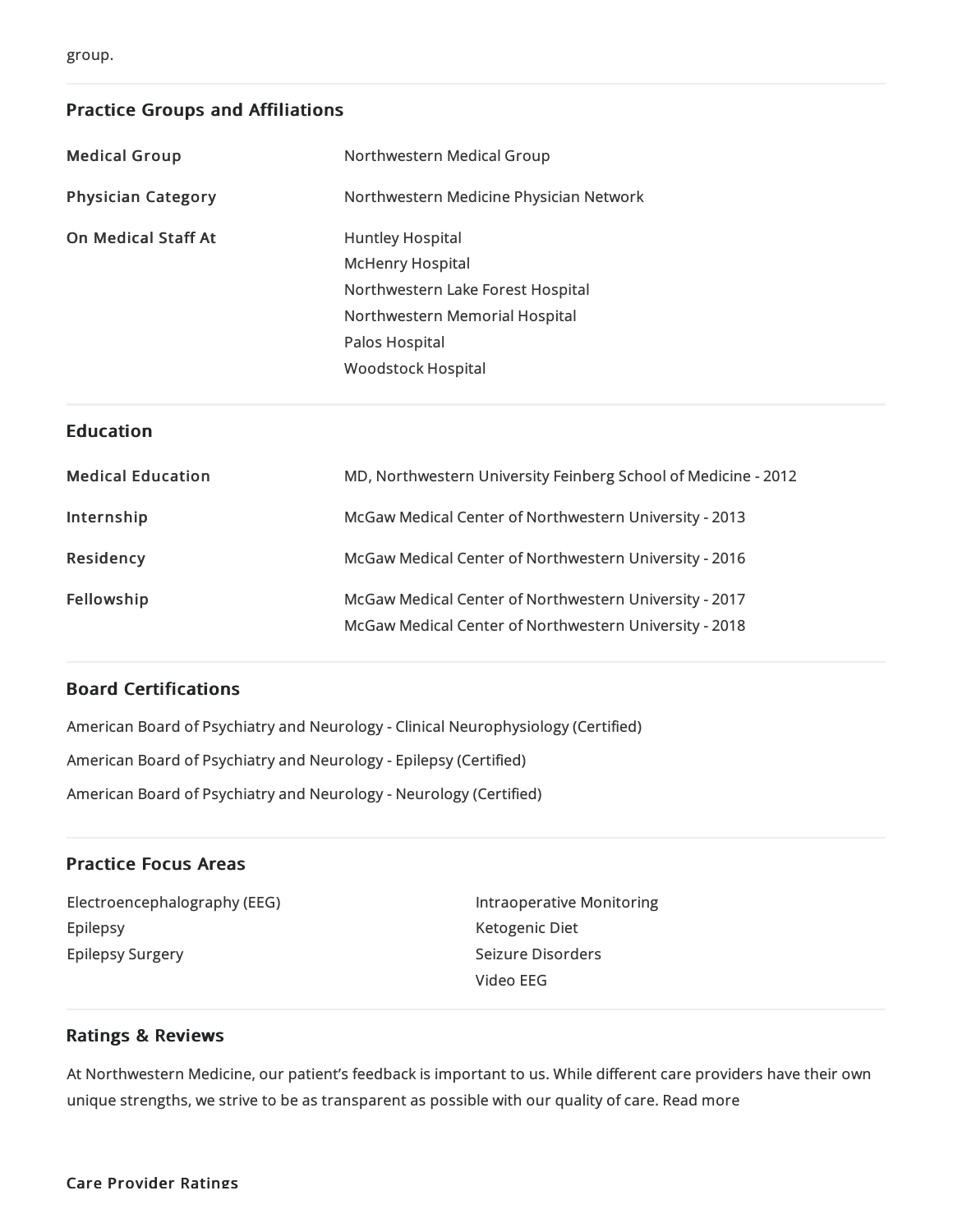group.

## Practice Groups and Affiliations

| | |
|---|---|
| **Medical Group** | Northwestern Medical Group |
| **Physician Category** | Northwestern Medicine Physician Network |
| **On Medical Staff At** | Huntley Hospital<br>McHenry Hospital<br>Northwestern Lake Forest Hospital<br>Northwestern Memorial Hospital<br>Palos Hospital<br>Woodstock Hospital |

## Education

| | |
|---|---|
| **Medical Education** | MD, Northwestern University Feinberg School of Medicine - 2012 |
| **Internship** | McGaw Medical Center of Northwestern University - 2013 |
| **Residency** | McGaw Medical Center of Northwestern University - 2016 |
| **Fellowship** | McGaw Medical Center of Northwestern University - 2017<br>McGaw Medical Center of Northwestern University - 2018 |

## Board Certifications

American Board of Psychiatry and Neurology - Clinical Neurophysiology (Certified)

American Board of Psychiatry and Neurology - Epilepsy (Certified)

American Board of Psychiatry and Neurology - Neurology (Certified)

## Practice Focus Areas

- Electroencephalography (EEG)
- Epilepsy
- Epilepsy Surgery
- Intraoperative Monitoring
- Ketogenic Diet
- Seizure Disorders
- Video EEG

## Ratings & Reviews

At Northwestern Medicine, our patient's feedback is important to us. While different care providers have their own unique strengths, we strive to be as transparent as possible with our quality of care. Read more

### Care Provider Ratings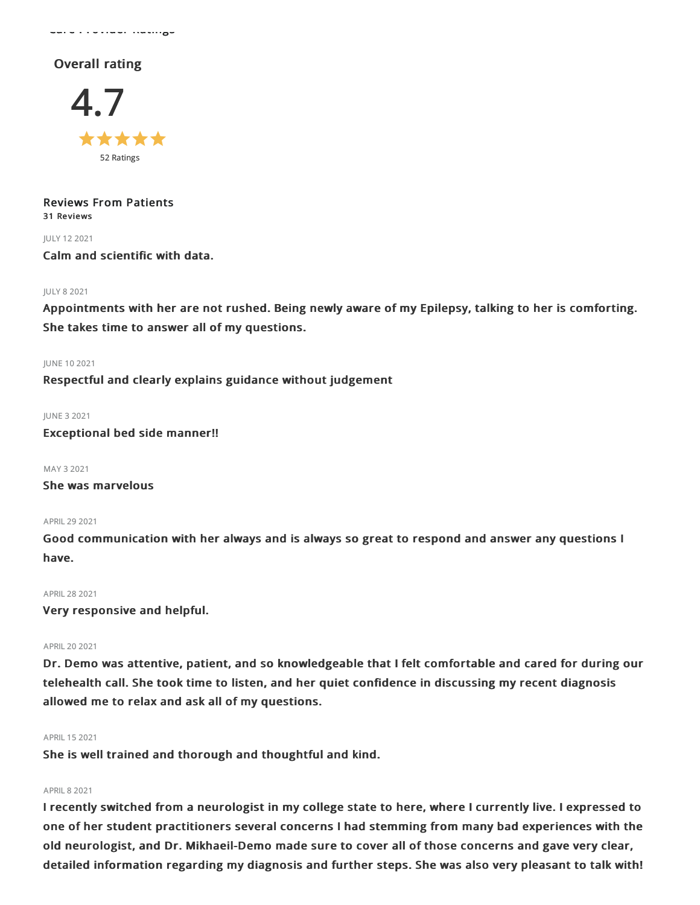Care Provider Ratings

## Overall rating

# 4.7

★★★★★

52 Ratings

### Reviews From Patients

**31 Reviews**

JULY 12 2021

**Calm and scientific with data.**

JULY 8 2021

**Appointments with her are not rushed. Being newly aware of my Epilepsy, talking to her is comforting. She takes time to answer all of my questions.**

JUNE 10 2021

**Respectful and clearly explains guidance without judgement**

JUNE 3 2021

**Exceptional bed side manner!!**

MAY 3 2021

**She was marvelous**

APRIL 29 2021

**Good communication with her always and is always so great to respond and answer any questions I have.**

APRIL 28 2021

**Very responsive and helpful.**

APRIL 20 2021

**Dr. Demo was attentive, patient, and so knowledgeable that I felt comfortable and cared for during our telehealth call. She took time to listen, and her quiet confidence in discussing my recent diagnosis allowed me to relax and ask all of my questions.**

APRIL 15 2021

**She is well trained and thorough and thoughtful and kind.**

APRIL 8 2021

**I recently switched from a neurologist in my college state to here, where I currently live. I expressed to one of her student practitioners several concerns I had stemming from many bad experiences with the old neurologist, and Dr. Mikhaeil-Demo made sure to cover all of those concerns and gave very clear, detailed information regarding my diagnosis and further steps. She was also very pleasant to talk with!**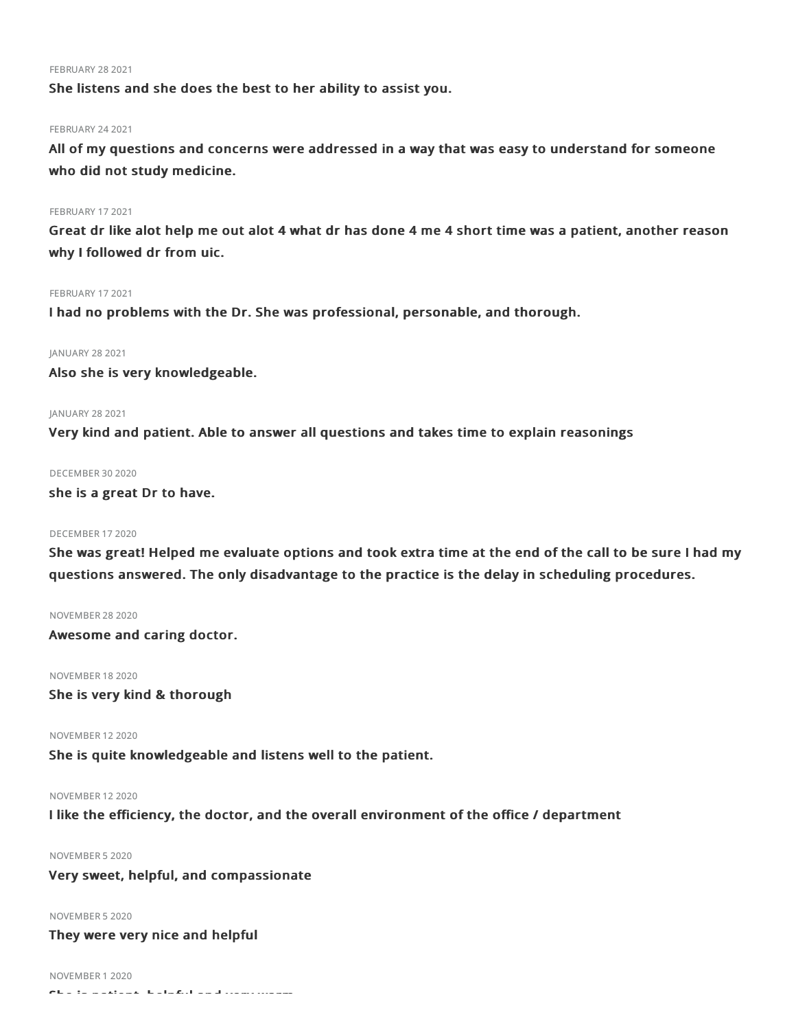FEBRUARY 28 2021

**She listens and she does the best to her ability to assist you.**

FEBRUARY 24 2021

**All of my questions and concerns were addressed in a way that was easy to understand for someone who did not study medicine.**

FEBRUARY 17 2021

**Great dr like alot help me out alot 4 what dr has done 4 me 4 short time was a patient, another reason why I followed dr from uic.**

FEBRUARY 17 2021

**I had no problems with the Dr. She was professional, personable, and thorough.**

JANUARY 28 2021

**Also she is very knowledgeable.**

JANUARY 28 2021

**Very kind and patient. Able to answer all questions and takes time to explain reasonings**

DECEMBER 30 2020

**she is a great Dr to have.**

DECEMBER 17 2020

**She was great! Helped me evaluate options and took extra time at the end of the call to be sure I had my questions answered. The only disadvantage to the practice is the delay in scheduling procedures.**

NOVEMBER 28 2020

**Awesome and caring doctor.**

NOVEMBER 18 2020

**She is very kind & thorough**

NOVEMBER 12 2020

**She is quite knowledgeable and listens well to the patient.**

NOVEMBER 12 2020

**I like the efficiency, the doctor, and the overall environment of the office / department**

NOVEMBER 5 2020

**Very sweet, helpful, and compassionate**

NOVEMBER 5 2020

**They were very nice and helpful**

NOVEMBER 1 2020

**She is patient, helpful and very warm**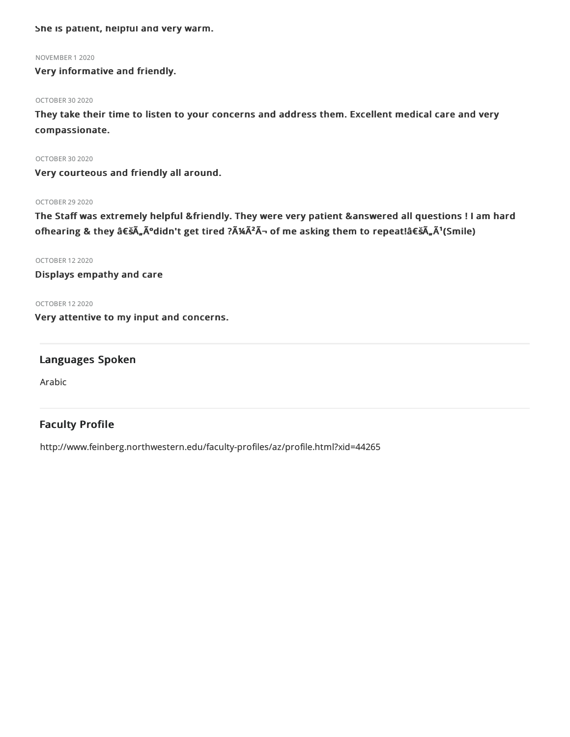**She is patient, helpful and very warm.**

NOVEMBER 1 2020

**Very informative and friendly.**

OCTOBER 30 2020

**They take their time to listen to your concerns and address them. Excellent medical care and very compassionate.**

OCTOBER 30 2020

**Very courteous and friendly all around.**

OCTOBER 29 2020

**The Staff was extremely helpful &friendly. They were very patient &answered all questions ! I am hard ofhearing & they â€šÃ„Ãºdidn't get tired ?Ã¼Ã²Ã¬ of me asking them to repeat!â€šÃ„Ã¹(Smile)**

OCTOBER 12 2020

**Displays empathy and care**

OCTOBER 12 2020

**Very attentive to my input and concerns.**

## Languages Spoken

Arabic

## Faculty Profile

http://www.feinberg.northwestern.edu/faculty-profiles/az/profile.html?xid=44265